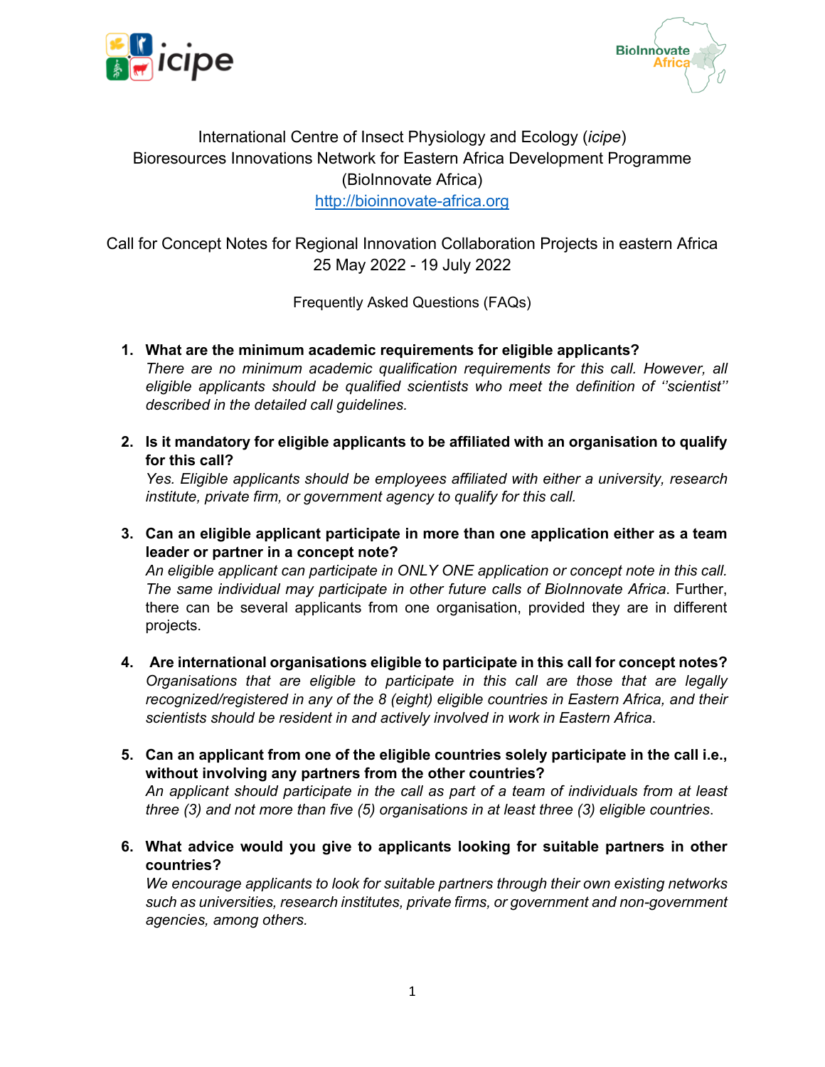International Centre of Insect Physiology and Ecology (*icipe*)
Bioresources Innovations Network for Eastern Africa Development Programme (BioInnovate Africa)
http://bioinnovate-africa.org

Call for Concept Notes for Regional Innovation Collaboration Projects in eastern Africa
25 May 2022 - 19 July 2022

Frequently Asked Questions (FAQs)

1. **What are the minimum academic requirements for eligible applicants?**
   *There are no minimum academic qualification requirements for this call. However, all eligible applicants should be qualified scientists who meet the definition of ''scientist'' described in the detailed call guidelines.*

2. **Is it mandatory for eligible applicants to be affiliated with an organisation to qualify for this call?**
   *Yes. Eligible applicants should be employees affiliated with either a university, research institute, private firm, or government agency to qualify for this call.*

3. **Can an eligible applicant participate in more than one application either as a team leader or partner in a concept note?**
   *An eligible applicant can participate in ONLY ONE application or concept note in this call. The same individual may participate in other future calls of BioInnovate Africa*. Further, there can be several applicants from one organisation, provided they are in different projects.

4. **Are international organisations eligible to participate in this call for concept notes?**
   *Organisations that are eligible to participate in this call are those that are legally recognized/registered in any of the 8 (eight) eligible countries in Eastern Africa, and their scientists should be resident in and actively involved in work in Eastern Africa*.

5. **Can an applicant from one of the eligible countries solely participate in the call i.e., without involving any partners from the other countries?**
   *An applicant should participate in the call as part of a team of individuals from at least three (3) and not more than five (5) organisations in at least three (3) eligible countries*.

6. **What advice would you give to applicants looking for suitable partners in other countries?**
   *We encourage applicants to look for suitable partners through their own existing networks such as universities, research institutes, private firms, or government and non-government agencies, among others.*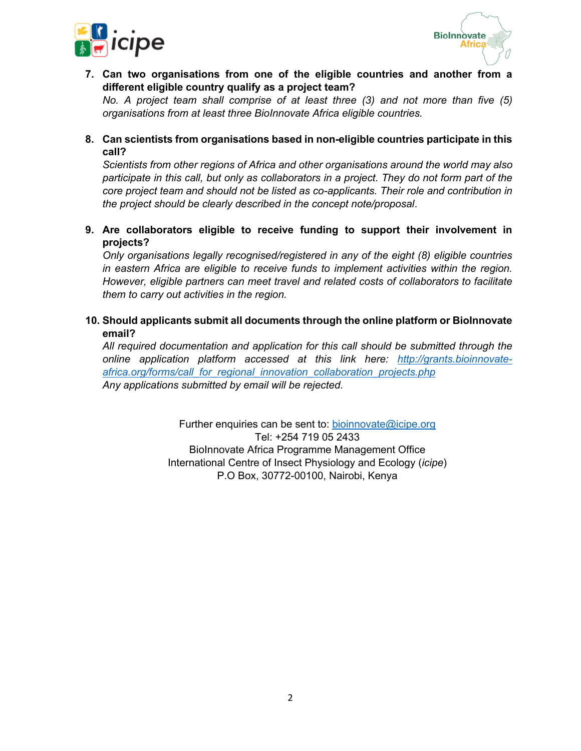7. **Can two organisations from one of the eligible countries and another from a different eligible country qualify as a project team?**
   *No. A project team shall comprise of at least three (3) and not more than five (5) organisations from at least three BioInnovate Africa eligible countries.*

8. **Can scientists from organisations based in non-eligible countries participate in this call?**
   *Scientists from other regions of Africa and other organisations around the world may also participate in this call, but only as collaborators in a project. They do not form part of the core project team and should not be listed as co-applicants. Their role and contribution in the project should be clearly described in the concept note/proposal.*

9. **Are collaborators eligible to receive funding to support their involvement in projects?**
   *Only organisations legally recognised/registered in any of the eight (8) eligible countries in eastern Africa are eligible to receive funds to implement activities within the region. However, eligible partners can meet travel and related costs of collaborators to facilitate them to carry out activities in the region.*

10. **Should applicants submit all documents through the online platform or BioInnovate email?**
    *All required documentation and application for this call should be submitted through the online application platform accessed at this link here: [http://grants.bioinnovate-africa.org/forms/call_for_regional_innovation_collaboration_projects.php](http://grants.bioinnovate-africa.org/forms/call_for_regional_innovation_collaboration_projects.php)*
    *Any applications submitted by email will be rejected.*

Further enquiries can be sent to: bioinnovate@icipe.org
Tel: +254 719 05 2433
BioInnovate Africa Programme Management Office
International Centre of Insect Physiology and Ecology (*icipe*)
P.O Box, 30772-00100, Nairobi, Kenya